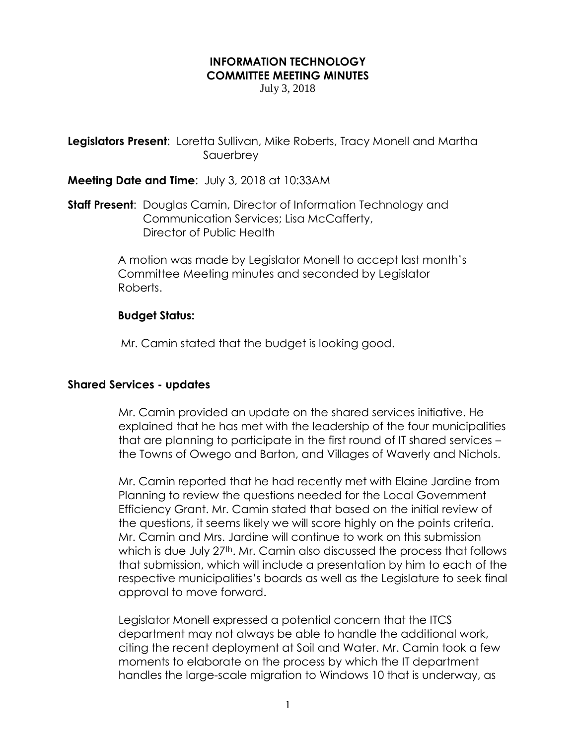# INFORMATION TECHNOLOGY
# COMMITTEE MEETING MINUTES

July 3, 2018

**Legislators Present**: Loretta Sullivan, Mike Roberts, Tracy Monell and Martha Sauerbrey

**Meeting Date and Time**: July 3, 2018 at 10:33AM

**Staff Present**: Douglas Camin, Director of Information Technology and Communication Services; Lisa McCafferty, Director of Public Health

A motion was made by Legislator Monell to accept last month's Committee Meeting minutes and seconded by Legislator Roberts.

**Budget Status:**

Mr. Camin stated that the budget is looking good.

**Shared Services - updates**

Mr. Camin provided an update on the shared services initiative. He explained that he has met with the leadership of the four municipalities that are planning to participate in the first round of IT shared services – the Towns of Owego and Barton, and Villages of Waverly and Nichols.

Mr. Camin reported that he had recently met with Elaine Jardine from Planning to review the questions needed for the Local Government Efficiency Grant. Mr. Camin stated that based on the initial review of the questions, it seems likely we will score highly on the points criteria. Mr. Camin and Mrs. Jardine will continue to work on this submission which is due July 27th. Mr. Camin also discussed the process that follows that submission, which will include a presentation by him to each of the respective municipalities's boards as well as the Legislature to seek final approval to move forward.

Legislator Monell expressed a potential concern that the ITCS department may not always be able to handle the additional work, citing the recent deployment at Soil and Water. Mr. Camin took a few moments to elaborate on the process by which the IT department handles the large-scale migration to Windows 10 that is underway, as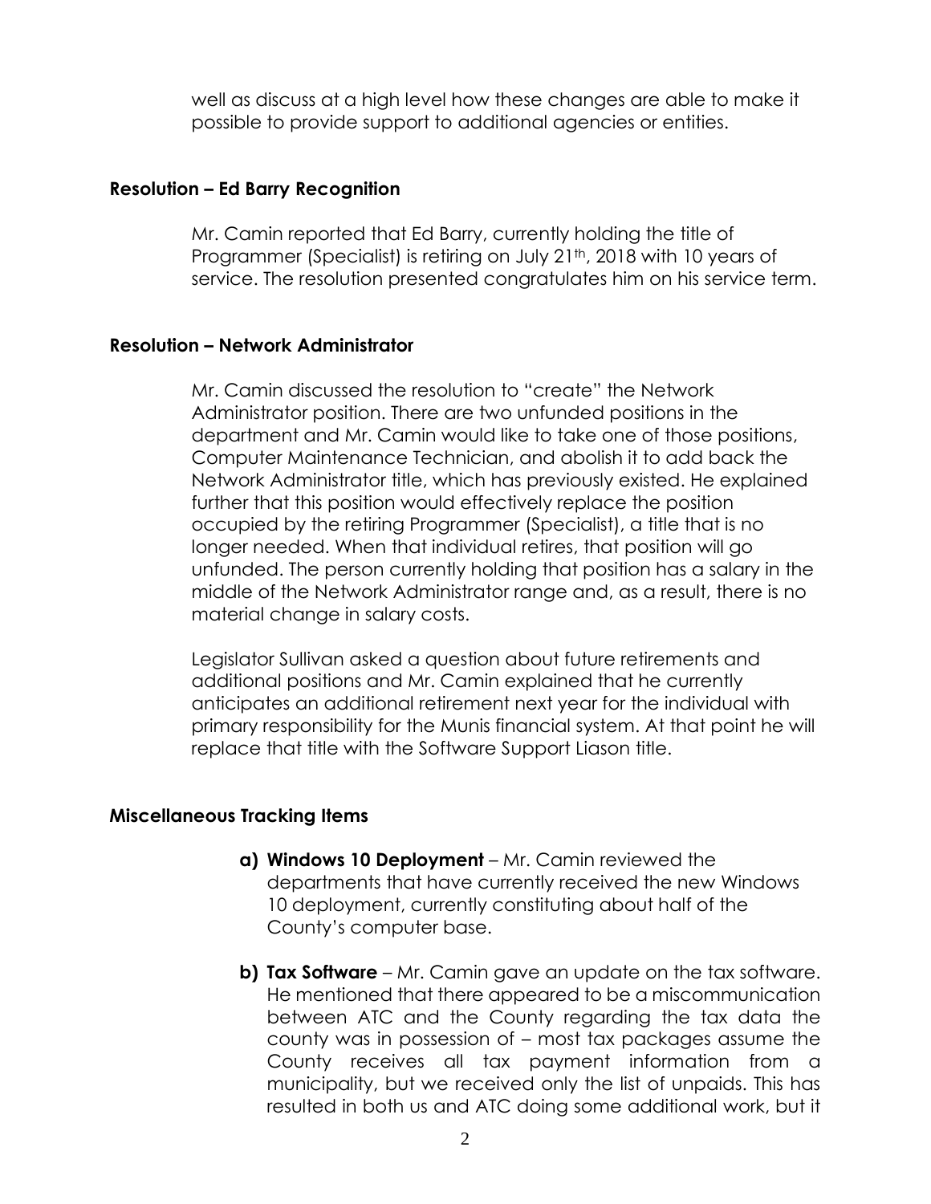well as discuss at a high level how these changes are able to make it possible to provide support to additional agencies or entities.

**Resolution – Ed Barry Recognition**

Mr. Camin reported that Ed Barry, currently holding the title of Programmer (Specialist) is retiring on July 21st, 2018 with 10 years of service. The resolution presented congratulates him on his service term.

**Resolution – Network Administrator**

Mr. Camin discussed the resolution to "create" the Network Administrator position. There are two unfunded positions in the department and Mr. Camin would like to take one of those positions, Computer Maintenance Technician, and abolish it to add back the Network Administrator title, which has previously existed. He explained further that this position would effectively replace the position occupied by the retiring Programmer (Specialist), a title that is no longer needed. When that individual retires, that position will go unfunded. The person currently holding that position has a salary in the middle of the Network Administrator range and, as a result, there is no material change in salary costs.

Legislator Sullivan asked a question about future retirements and additional positions and Mr. Camin explained that he currently anticipates an additional retirement next year for the individual with primary responsibility for the Munis financial system. At that point he will replace that title with the Software Support Liason title.

**Miscellaneous Tracking Items**

**a) Windows 10 Deployment** – Mr. Camin reviewed the departments that have currently received the new Windows 10 deployment, currently constituting about half of the County's computer base.

**b) Tax Software** – Mr. Camin gave an update on the tax software. He mentioned that there appeared to be a miscommunication between ATC and the County regarding the tax data the county was in possession of – most tax packages assume the County receives all tax payment information from a municipality, but we received only the list of unpaids. This has resulted in both us and ATC doing some additional work, but it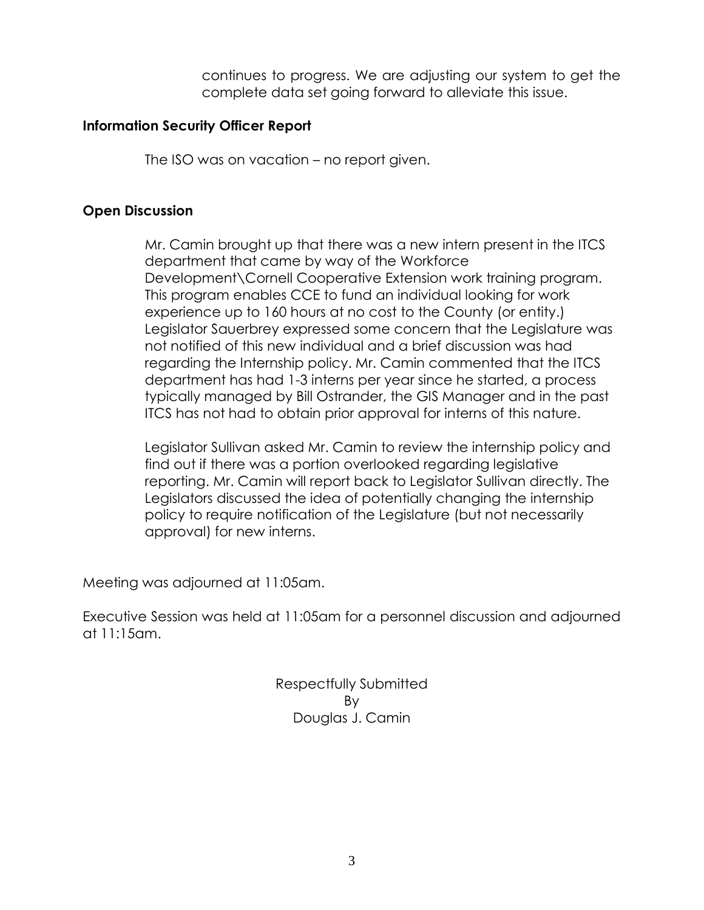continues to progress. We are adjusting our system to get the complete data set going forward to alleviate this issue.

**Information Security Officer Report**

The ISO was on vacation – no report given.

**Open Discussion**

Mr. Camin brought up that there was a new intern present in the ITCS department that came by way of the Workforce Development\Cornell Cooperative Extension work training program. This program enables CCE to fund an individual looking for work experience up to 160 hours at no cost to the County (or entity.) Legislator Sauerbrey expressed some concern that the Legislature was not notified of this new individual and a brief discussion was had regarding the Internship policy. Mr. Camin commented that the ITCS department has had 1-3 interns per year since he started, a process typically managed by Bill Ostrander, the GIS Manager and in the past ITCS has not had to obtain prior approval for interns of this nature.

Legislator Sullivan asked Mr. Camin to review the internship policy and find out if there was a portion overlooked regarding legislative reporting. Mr. Camin will report back to Legislator Sullivan directly. The Legislators discussed the idea of potentially changing the internship policy to require notification of the Legislature (but not necessarily approval) for new interns.

Meeting was adjourned at 11:05am.

Executive Session was held at 11:05am for a personnel discussion and adjourned at 11:15am.

Respectfully Submitted
By
Douglas J. Camin